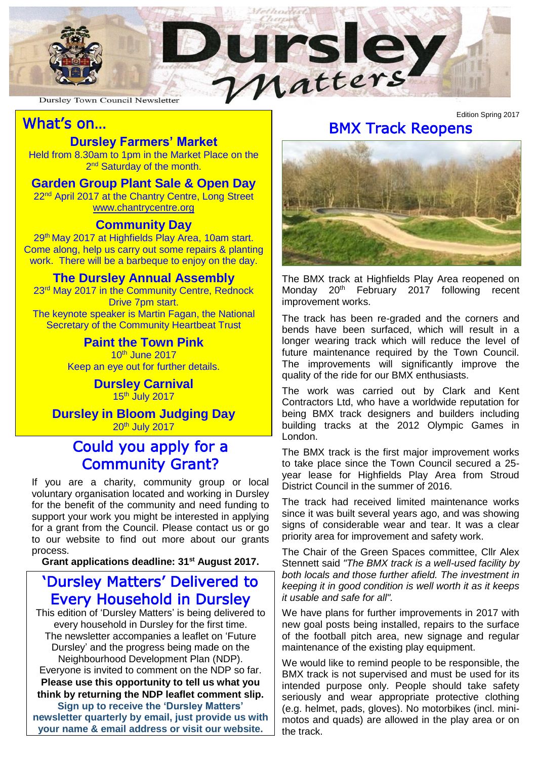# Dursley Matters

Dursley Town Council Newsletter

Edition Spring 2017

## What's on…

### Dursley Farmers' Market

Held from 8.30am to 1pm in the Market Place on the 2nd Saturday of the month.

### Garden Group Plant Sale & Open Day

22nd April 2017 at the Chantry Centre, Long Street
www.chantrycentre.org

### Community Day

29th May 2017 at Highfields Play Area, 10am start.
Come along, help us carry out some repairs & planting work. There will be a barbeque to enjoy on the day.

### The Dursley Annual Assembly

23rd May 2017 in the Community Centre, Rednock Drive 7pm start.
The keynote speaker is Martin Fagan, the National Secretary of the Community Heartbeat Trust

### Paint the Town Pink

10th June 2017
Keep an eye out for further details.

### Dursley Carnival

15th July 2017

### Dursley in Bloom Judging Day

20th July 2017

## Could you apply for a Community Grant?

If you are a charity, community group or local voluntary organisation located and working in Dursley for the benefit of the community and need funding to support your work you might be interested in applying for a grant from the Council. Please contact us or go to our website to find out more about our grants process.

**Grant applications deadline: 31st August 2017.**

## 'Dursley Matters' Delivered to Every Household in Dursley

This edition of 'Dursley Matters' is being delivered to every household in Dursley for the first time. The newsletter accompanies a leaflet on 'Future Dursley' and the progress being made on the Neighbourhood Development Plan (NDP). Everyone is invited to comment on the NDP so far.

**Please use this opportunity to tell us what you think by returning the NDP leaflet comment slip.**

**Sign up to receive the 'Dursley Matters' newsletter quarterly by email, just provide us with your name & email address or visit our website.**

## BMX Track Reopens

The BMX track at Highfields Play Area reopened on Monday 20th February 2017 following recent improvement works.

The track has been re-graded and the corners and bends have been surfaced, which will result in a longer wearing track which will reduce the level of future maintenance required by the Town Council. The improvements will significantly improve the quality of the ride for our BMX enthusiasts.

The work was carried out by Clark and Kent Contractors Ltd, who have a worldwide reputation for being BMX track designers and builders including building tracks at the 2012 Olympic Games in London.

The BMX track is the first major improvement works to take place since the Town Council secured a 25-year lease for Highfields Play Area from Stroud District Council in the summer of 2016.

The track had received limited maintenance works since it was built several years ago, and was showing signs of considerable wear and tear. It was a clear priority area for improvement and safety work.

The Chair of the Green Spaces committee, Cllr Alex Stennett said *"The BMX track is a well-used facility by both locals and those further afield. The investment in keeping it in good condition is well worth it as it keeps it usable and safe for all".*

We have plans for further improvements in 2017 with new goal posts being installed, repairs to the surface of the football pitch area, new signage and regular maintenance of the existing play equipment.

We would like to remind people to be responsible, the BMX track is not supervised and must be used for its intended purpose only. People should take safety seriously and wear appropriate protective clothing (e.g. helmet, pads, gloves). No motorbikes (incl. mini-motos and quads) are allowed in the play area or on the track.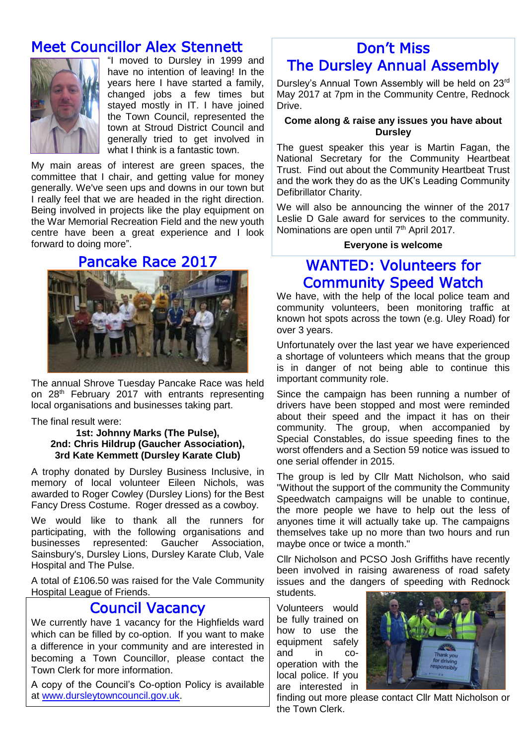## Meet Councillor Alex Stennett

"I moved to Dursley in 1999 and have no intention of leaving! In the years here I have started a family, changed jobs a few times but stayed mostly in IT. I have joined the Town Council, represented the town at Stroud District Council and generally tried to get involved in what I think is a fantastic town.

My main areas of interest are green spaces, the committee that I chair, and getting value for money generally. We've seen ups and downs in our town but I really feel that we are headed in the right direction. Being involved in projects like the play equipment on the War Memorial Recreation Field and the new youth centre have been a great experience and I look forward to doing more".

## Pancake Race 2017

The annual Shrove Tuesday Pancake Race was held on 28th February 2017 with entrants representing local organisations and businesses taking part.

The final result were:

**1st: Johnny Marks (The Pulse),**
**2nd: Chris Hildrup (Gaucher Association),**
**3rd Kate Kemmett (Dursley Karate Club)**

A trophy donated by Dursley Business Inclusive, in memory of local volunteer Eileen Nichols, was awarded to Roger Cowley (Dursley Lions) for the Best Fancy Dress Costume. Roger dressed as a cowboy.

We would like to thank all the runners for participating, with the following organisations and businesses represented: Gaucher Association, Sainsbury's, Dursley Lions, Dursley Karate Club, Vale Hospital and The Pulse.

A total of £106.50 was raised for the Vale Community Hospital League of Friends.

## Council Vacancy

We currently have 1 vacancy for the Highfields ward which can be filled by co-option. If you want to make a difference in your community and are interested in becoming a Town Councillor, please contact the Town Clerk for more information.

A copy of the Council's Co-option Policy is available at www.dursleytowncouncil.gov.uk.

## Don't Miss The Dursley Annual Assembly

Dursley's Annual Town Assembly will be held on 23rd May 2017 at 7pm in the Community Centre, Rednock Drive.

**Come along & raise any issues you have about Dursley**

The guest speaker this year is Martin Fagan, the National Secretary for the Community Heartbeat Trust. Find out about the Community Heartbeat Trust and the work they do as the UK's Leading Community Defibrillator Charity.

We will also be announcing the winner of the 2017 Leslie D Gale award for services to the community. Nominations are open until 7th April 2017.

**Everyone is welcome**

## WANTED: Volunteers for Community Speed Watch

We have, with the help of the local police team and community volunteers, been monitoring traffic at known hot spots across the town (e.g. Uley Road) for over 3 years.

Unfortunately over the last year we have experienced a shortage of volunteers which means that the group is in danger of not being able to continue this important community role.

Since the campaign has been running a number of drivers have been stopped and most were reminded about their speed and the impact it has on their community. The group, when accompanied by Special Constables, do issue speeding fines to the worst offenders and a Section 59 notice was issued to one serial offender in 2015.

The group is led by Cllr Matt Nicholson, who said "Without the support of the community the Community Speedwatch campaigns will be unable to continue, the more people we have to help out the less of anyones time it will actually take up. The campaigns themselves take up no more than two hours and run maybe once or twice a month."

Cllr Nicholson and PCSO Josh Griffiths have recently been involved in raising awareness of road safety issues and the dangers of speeding with Rednock students.

Volunteers would be fully trained on how to use the equipment safely and in co-operation with the local police. If you are interested in finding out more please contact Cllr Matt Nicholson or the Town Clerk.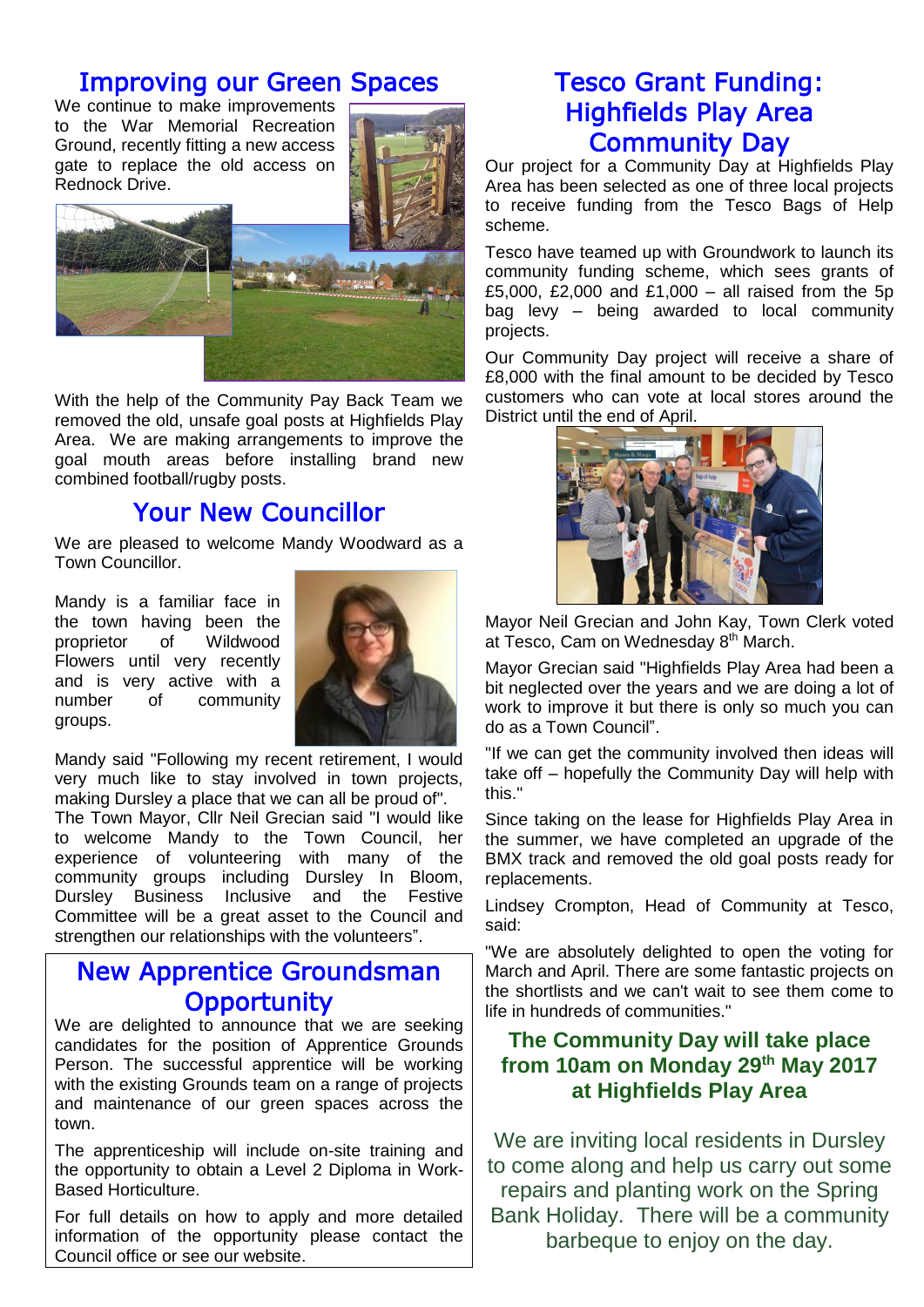## Improving our Green Spaces

We continue to make improvements to the War Memorial Recreation Ground, recently fitting a new access gate to replace the old access on Rednock Drive.

With the help of the Community Pay Back Team we removed the old, unsafe goal posts at Highfields Play Area. We are making arrangements to improve the goal mouth areas before installing brand new combined football/rugby posts.

## Your New Councillor

We are pleased to welcome Mandy Woodward as a Town Councillor.

Mandy is a familiar face in the town having been the proprietor of Wildwood Flowers until very recently and is very active with a number of community groups.

Mandy said "Following my recent retirement, I would very much like to stay involved in town projects, making Dursley a place that we can all be proud of".

The Town Mayor, Cllr Neil Grecian said "I would like to welcome Mandy to the Town Council, her experience of volunteering with many of the community groups including Dursley In Bloom, Dursley Business Inclusive and the Festive Committee will be a great asset to the Council and strengthen our relationships with the volunteers".

## New Apprentice Groundsman Opportunity

We are delighted to announce that we are seeking candidates for the position of Apprentice Grounds Person. The successful apprentice will be working with the existing Grounds team on a range of projects and maintenance of our green spaces across the town.

The apprenticeship will include on-site training and the opportunity to obtain a Level 2 Diploma in Work-Based Horticulture.

For full details on how to apply and more detailed information of the opportunity please contact the Council office or see our website.

## Tesco Grant Funding: Highfields Play Area Community Day

Our project for a Community Day at Highfields Play Area has been selected as one of three local projects to receive funding from the Tesco Bags of Help scheme.

Tesco have teamed up with Groundwork to launch its community funding scheme, which sees grants of £5,000, £2,000 and £1,000 – all raised from the 5p bag levy – being awarded to local community projects.

Our Community Day project will receive a share of £8,000 with the final amount to be decided by Tesco customers who can vote at local stores around the District until the end of April.

Mayor Neil Grecian and John Kay, Town Clerk voted at Tesco, Cam on Wednesday 8th March.

Mayor Grecian said "Highfields Play Area had been a bit neglected over the years and we are doing a lot of work to improve it but there is only so much you can do as a Town Council".

"If we can get the community involved then ideas will take off – hopefully the Community Day will help with this."

Since taking on the lease for Highfields Play Area in the summer, we have completed an upgrade of the BMX track and removed the old goal posts ready for replacements.

Lindsey Crompton, Head of Community at Tesco, said:

"We are absolutely delighted to open the voting for March and April. There are some fantastic projects on the shortlists and we can't wait to see them come to life in hundreds of communities."

**The Community Day will take place from 10am on Monday 29th May 2017 at Highfields Play Area**

We are inviting local residents in Dursley to come along and help us carry out some repairs and planting work on the Spring Bank Holiday. There will be a community barbeque to enjoy on the day.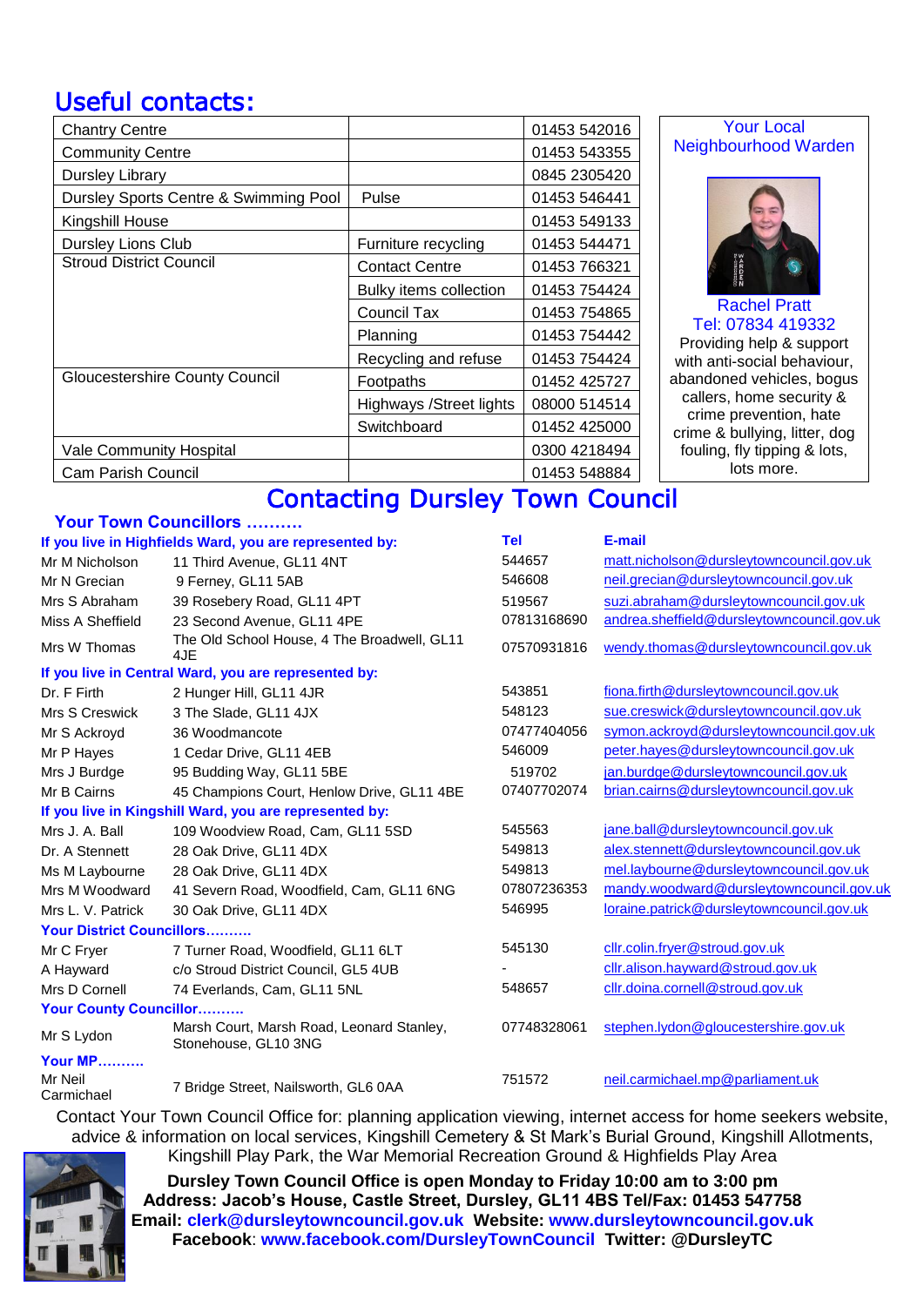## Useful contacts:

| | | |
|---|---|---|
| Chantry Centre | | 01453 542016 |
| Community Centre | | 01453 543355 |
| Dursley Library | | 0845 2305420 |
| Dursley Sports Centre & Swimming Pool | Pulse | 01453 546441 |
| Kingshill House | | 01453 549133 |
| Dursley Lions Club | Furniture recycling | 01453 544471 |
| Stroud District Council | Contact Centre | 01453 766321 |
| | Bulky items collection | 01453 754424 |
| | Council Tax | 01453 754865 |
| | Planning | 01453 754442 |
| | Recycling and refuse | 01453 754424 |
| Gloucestershire County Council | Footpaths | 01452 425727 |
| | Highways /Street lights | 08000 514514 |
| | Switchboard | 01452 425000 |
| Vale Community Hospital | | 0300 4218494 |
| Cam Parish Council | | 01453 548884 |

**Your Local Neighbourhood Warden**

Rachel Pratt
Tel: 07834 419332
Providing help & support with anti-social behaviour, abandoned vehicles, bogus callers, home security & crime prevention, hate crime & bullying, litter, dog fouling, fly tipping & lots, lots more.

## Contacting Dursley Town Council

### Your Town Councillors ……….

| | | Tel | E-mail |
|---|---|---|---|
| **If you live in Highfields Ward, you are represented by:** | | | |
| Mr M Nicholson | 11 Third Avenue, GL11 4NT | 544657 | matt.nicholson@dursleytowncouncil.gov.uk |
| Mr N Grecian | 9 Ferney, GL11 5AB | 546608 | neil.grecian@dursleytowncouncil.gov.uk |
| Mrs S Abraham | 39 Rosebery Road, GL11 4PT | 519567 | suzi.abraham@dursleytowncouncil.gov.uk |
| Miss A Sheffield | 23 Second Avenue, GL11 4PE | 07813168690 | andrea.sheffield@dursleytowncouncil.gov.uk |
| Mrs W Thomas | The Old School House, 4 The Broadwell, GL11 4JE | 07570931816 | wendy.thomas@dursleytowncouncil.gov.uk |
| **If you live in Central Ward, you are represented by:** | | | |
| Dr. F Firth | 2 Hunger Hill, GL11 4JR | 543851 | fiona.firth@dursleytowncouncil.gov.uk |
| Mrs S Creswick | 3 The Slade, GL11 4JX | 548123 | sue.creswick@dursleytowncouncil.gov.uk |
| Mr S Ackroyd | 36 Woodmancote | 07477404056 | symon.ackroyd@dursleytowncouncil.gov.uk |
| Mr P Hayes | 1 Cedar Drive, GL11 4EB | 546009 | peter.hayes@dursleytowncouncil.gov.uk |
| Mrs J Burdge | 95 Budding Way, GL11 5BE | 519702 | jan.burdge@dursleytowncouncil.gov.uk |
| Mr B Cairns | 45 Champions Court, Henlow Drive, GL11 4BE | 07407702074 | brian.cairns@dursleytowncouncil.gov.uk |
| **If you live in Kingshill Ward, you are represented by:** | | | |
| Mrs J. A. Ball | 109 Woodview Road, Cam, GL11 5SD | 545563 | jane.ball@dursleytowncouncil.gov.uk |
| Dr. A Stennett | 28 Oak Drive, GL11 4DX | 549813 | alex.stennett@dursleytowncouncil.gov.uk |
| Ms M Laybourne | 28 Oak Drive, GL11 4DX | 549813 | mel.laybourne@dursleytowncouncil.gov.uk |
| Mrs M Woodward | 41 Severn Road, Woodfield, Cam, GL11 6NG | 07807236353 | mandy.woodward@dursleytowncouncil.gov.uk |
| Mrs L. V. Patrick | 30 Oak Drive, GL11 4DX | 546995 | loraine.patrick@dursleytowncouncil.gov.uk |
| **Your District Councillors……….** | | | |
| Mr C Fryer | 7 Turner Road, Woodfield, GL11 6LT | 545130 | cllr.colin.fryer@stroud.gov.uk |
| A Hayward | c/o Stroud District Council, GL5 4UB | - | cllr.alison.hayward@stroud.gov.uk |
| Mrs D Cornell | 74 Everlands, Cam, GL11 5NL | 548657 | cllr.doina.cornell@stroud.gov.uk |
| **Your County Councillor……….** | | | |
| Mr S Lydon | Marsh Court, Marsh Road, Leonard Stanley, Stonehouse, GL10 3NG | 07748328061 | stephen.lydon@gloucestershire.gov.uk |
| **Your MP……….** | | | |
| Mr Neil Carmichael | 7 Bridge Street, Nailsworth, GL6 0AA | 751572 | neil.carmichael.mp@parliament.uk |

Contact Your Town Council Office for: planning application viewing, internet access for home seekers website, advice & information on local services, Kingshill Cemetery & St Mark's Burial Ground, Kingshill Allotments, Kingshill Play Park, the War Memorial Recreation Ground & Highfields Play Area

**Dursley Town Council Office is open Monday to Friday 10:00 am to 3:00 pm**
**Address: Jacob's House, Castle Street, Dursley, GL11 4BS Tel/Fax: 01453 547758**
**Email: clerk@dursleytowncouncil.gov.uk Website: www.dursleytowncouncil.gov.uk**
**Facebook: www.facebook.com/DursleyTownCouncil Twitter: @DursleyTC**